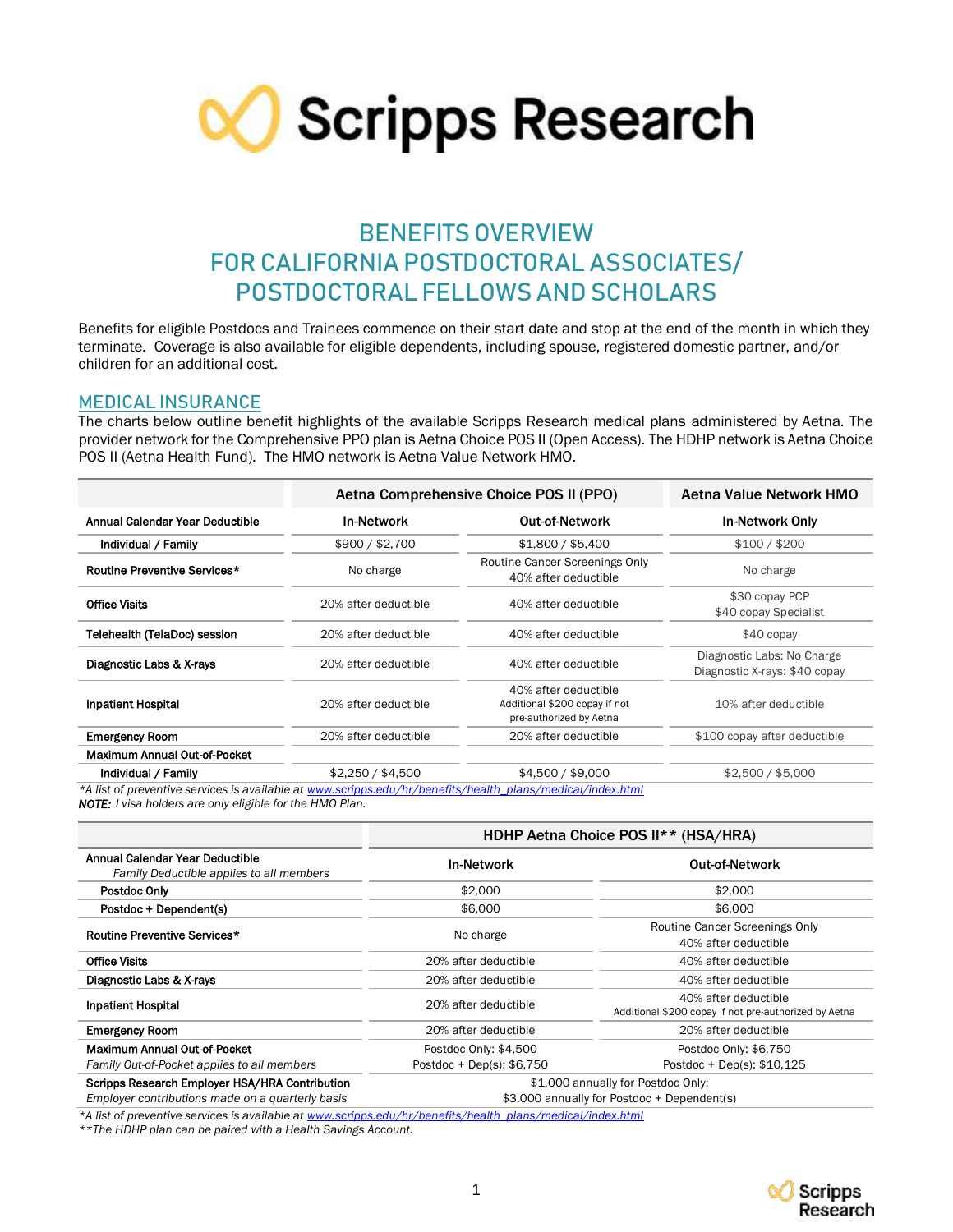# Scripps Research

## BENEFITS OVERVIEW FOR CALIFORNIA POSTDOCTORAL ASSOCIATES/ POSTDOCTORAL FELLOWS AND SCHOLARS

Benefits for eligible Postdocs and Trainees commence on their start date and stop at the end of the month in which they terminate. Coverage is also available for eligible dependents, including spouse, registered domestic partner, and/or children for an additional cost.

### MEDICAL INSURANCE

The charts below outline benefit highlights of the available Scripps Research medical plans administered by Aetna. The provider network for the Comprehensive PPO plan is Aetna Choice POS II (Open Access). The HDHP network is Aetna Choice POS II (Aetna Health Fund). The HMO network is Aetna Value Network HMO.

| | Aetna Comprehensive Choice POS II (PPO) | | Aetna Value Network HMO |
|---|---|---|---|
| **Annual Calendar Year Deductible** | **In-Network** | **Out-of-Network** | **In-Network Only** |
| **Individual / Family** | $900 / $2,700 | $1,800 / $5,400 | $100 / $200 |
| **Routine Preventive Services*** | No charge | Routine Cancer Screenings Only 40% after deductible | No charge |
| **Office Visits** | 20% after deductible | 40% after deductible | $30 copay PCP $40 copay Specialist |
| **Telehealth (TelaDoc) session** | 20% after deductible | 40% after deductible | $40 copay |
| **Diagnostic Labs & X-rays** | 20% after deductible | 40% after deductible | Diagnostic Labs: No Charge Diagnostic X-rays: $40 copay |
| **Inpatient Hospital** | 20% after deductible | 40% after deductible Additional $200 copay if not pre-authorized by Aetna | 10% after deductible |
| **Emergency Room** | 20% after deductible | 20% after deductible | $100 copay after deductible |
| **Maximum Annual Out-of-Pocket** | | | |
| **Individual / Family** | $2,250 / $4,500 | $4,500 / $9,000 | $2,500 / $5,000 |

*\*A list of preventive services is available at www.scripps.edu/hr/benefits/health_plans/medical/index.html*

***NOTE:** J visa holders are only eligible for the HMO Plan.*

| | HDHP Aetna Choice POS II** (HSA/HRA) | |
|---|---|---|
| **Annual Calendar Year Deductible** *Family Deductible applies to all members* | **In-Network** | **Out-of-Network** |
| **Postdoc Only** | $2,000 | $2,000 |
| **Postdoc + Dependent(s)** | $6,000 | $6,000 |
| **Routine Preventive Services*** | No charge | Routine Cancer Screenings Only 40% after deductible |
| **Office Visits** | 20% after deductible | 40% after deductible |
| **Diagnostic Labs & X-rays** | 20% after deductible | 40% after deductible |
| **Inpatient Hospital** | 20% after deductible | 40% after deductible Additional $200 copay if not pre-authorized by Aetna |
| **Emergency Room** | 20% after deductible | 20% after deductible |
| **Maximum Annual Out-of-Pocket** *Family Out-of-Pocket applies to all members* | Postdoc Only: $4,500 Postdoc + Dep(s): $6,750 | Postdoc Only: $6,750 Postdoc + Dep(s): $10,125 |
| **Scripps Research Employer HSA/HRA Contribution** *Employer contributions made on a quarterly basis* | $1,000 annually for Postdoc Only; $3,000 annually for Postdoc + Dependent(s) | |

*\*A list of preventive services is available at www.scripps.edu/hr/benefits/health_plans/medical/index.html*

*\*\*The HDHP plan can be paired with a Health Savings Account.*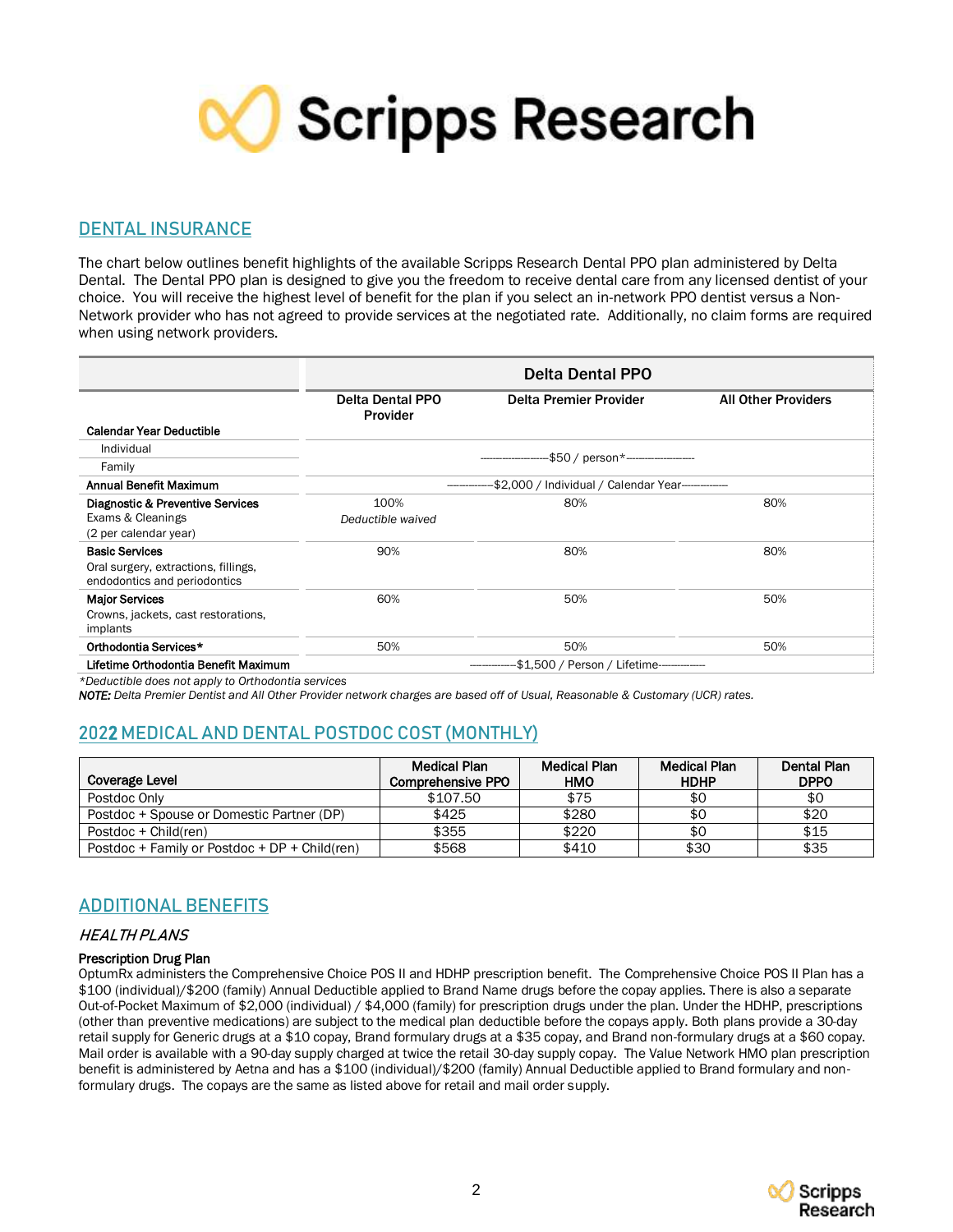## DENTAL INSURANCE

The chart below outlines benefit highlights of the available Scripps Research Dental PPO plan administered by Delta Dental. The Dental PPO plan is designed to give you the freedom to receive dental care from any licensed dentist of your choice. You will receive the highest level of benefit for the plan if you select an in-network PPO dentist versus a Non-Network provider who has not agreed to provide services at the negotiated rate. Additionally, no claim forms are required when using network providers.

| | Delta Dental PPO | | |
|---|---|---|---|
| | **Delta Dental PPO Provider** | **Delta Premier Provider** | **All Other Providers** |
| **Calendar Year Deductible** | | | |
| Individual | $50 / person* | | |
| Family | | | |
| **Annual Benefit Maximum** | $2,000 / Individual / Calendar Year | | |
| **Diagnostic & Preventive Services** Exams & Cleanings (2 per calendar year) | 100% *Deductible waived* | 80% | 80% |
| **Basic Services** Oral surgery, extractions, fillings, endodontics and periodontics | 90% | 80% | 80% |
| **Major Services** Crowns, jackets, cast restorations, implants | 60% | 50% | 50% |
| **Orthodontia Services*** | 50% | 50% | 50% |
| **Lifetime Orthodontia Benefit Maximum** | $1,500 / Person / Lifetime | | |

*Deductible does not apply to Orthodontia services

***NOTE:*** *Delta Premier Dentist and All Other Provider network charges are based off of Usual, Reasonable & Customary (UCR) rates.*

## 2022 MEDICAL AND DENTAL POSTDOC COST (MONTHLY)

| Coverage Level | Medical Plan Comprehensive PPO | Medical Plan HMO | Medical Plan HDHP | Dental Plan DPPO |
|---|---|---|---|---|
| Postdoc Only | $107.50 | $75 | $0 | $0 |
| Postdoc + Spouse or Domestic Partner (DP) | $425 | $280 | $0 | $20 |
| Postdoc + Child(ren) | $355 | $220 | $0 | $15 |
| Postdoc + Family or Postdoc + DP + Child(ren) | $568 | $410 | $30 | $35 |

## ADDITIONAL BENEFITS

### *HEALTH PLANS*

**Prescription Drug Plan**

OptumRx administers the Comprehensive Choice POS II and HDHP prescription benefit. The Comprehensive Choice POS II Plan has a $100 (individual)/$200 (family) Annual Deductible applied to Brand Name drugs before the copay applies. There is also a separate Out-of-Pocket Maximum of $2,000 (individual) / $4,000 (family) for prescription drugs under the plan. Under the HDHP, prescriptions (other than preventive medications) are subject to the medical plan deductible before the copays apply. Both plans provide a 30-day retail supply for Generic drugs at a $10 copay, Brand formulary drugs at a $35 copay, and Brand non-formulary drugs at a $60 copay. Mail order is available with a 90-day supply charged at twice the retail 30-day supply copay. The Value Network HMO plan prescription benefit is administered by Aetna and has a $100 (individual)/$200 (family) Annual Deductible applied to Brand formulary and non-formulary drugs. The copays are the same as listed above for retail and mail order supply.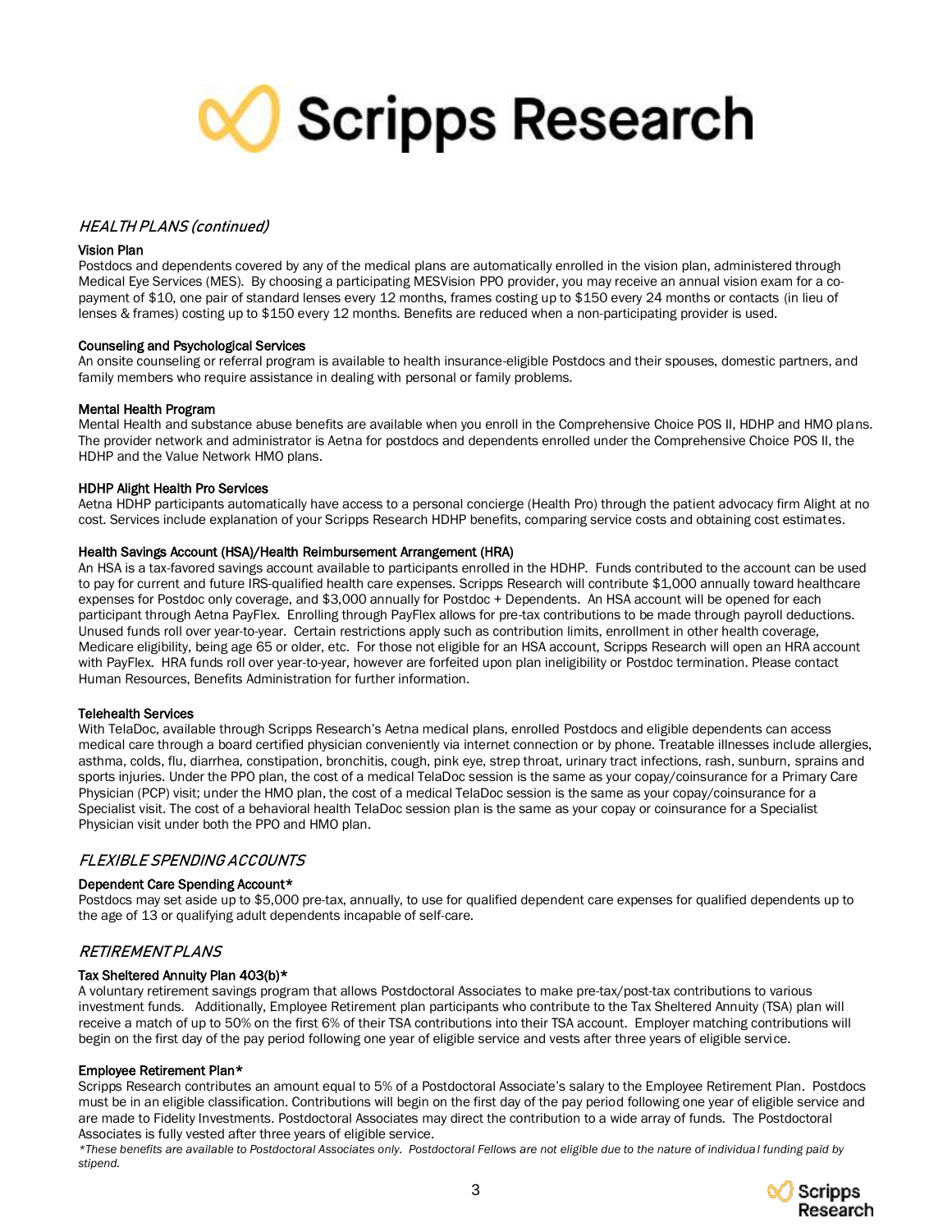## *HEALTH PLANS (continued)*

### Vision Plan

Postdocs and dependents covered by any of the medical plans are automatically enrolled in the vision plan, administered through Medical Eye Services (MES). By choosing a participating MESVision PPO provider, you may receive an annual vision exam for a co-payment of $10, one pair of standard lenses every 12 months, frames costing up to $150 every 24 months or contacts (in lieu of lenses & frames) costing up to $150 every 12 months. Benefits are reduced when a non-participating provider is used.

### Counseling and Psychological Services

An onsite counseling or referral program is available to health insurance-eligible Postdocs and their spouses, domestic partners, and family members who require assistance in dealing with personal or family problems.

### Mental Health Program

Mental Health and substance abuse benefits are available when you enroll in the Comprehensive Choice POS II, HDHP and HMO plans. The provider network and administrator is Aetna for postdocs and dependents enrolled under the Comprehensive Choice POS II, the HDHP and the Value Network HMO plans.

### HDHP Alight Health Pro Services

Aetna HDHP participants automatically have access to a personal concierge (Health Pro) through the patient advocacy firm Alight at no cost. Services include explanation of your Scripps Research HDHP benefits, comparing service costs and obtaining cost estimates.

### Health Savings Account (HSA)/Health Reimbursement Arrangement (HRA)

An HSA is a tax-favored savings account available to participants enrolled in the HDHP. Funds contributed to the account can be used to pay for current and future IRS-qualified health care expenses. Scripps Research will contribute $1,000 annually toward healthcare expenses for Postdoc only coverage, and $3,000 annually for Postdoc + Dependents. An HSA account will be opened for each participant through Aetna PayFlex. Enrolling through PayFlex allows for pre-tax contributions to be made through payroll deductions. Unused funds roll over year-to-year. Certain restrictions apply such as contribution limits, enrollment in other health coverage, Medicare eligibility, being age 65 or older, etc. For those not eligible for an HSA account, Scripps Research will open an HRA account with PayFlex. HRA funds roll over year-to-year, however are forfeited upon plan ineligibility or Postdoc termination. Please contact Human Resources, Benefits Administration for further information.

### Telehealth Services

With TelaDoc, available through Scripps Research's Aetna medical plans, enrolled Postdocs and eligible dependents can access medical care through a board certified physician conveniently via internet connection or by phone. Treatable illnesses include allergies, asthma, colds, flu, diarrhea, constipation, bronchitis, cough, pink eye, strep throat, urinary tract infections, rash, sunburn, sprains and sports injuries. Under the PPO plan, the cost of a medical TelaDoc session is the same as your copay/coinsurance for a Primary Care Physician (PCP) visit; under the HMO plan, the cost of a medical TelaDoc session is the same as your copay/coinsurance for a Specialist visit. The cost of a behavioral health TelaDoc session plan is the same as your copay or coinsurance for a Specialist Physician visit under both the PPO and HMO plan.

## *FLEXIBLE SPENDING ACCOUNTS*

### Dependent Care Spending Account*

Postdocs may set aside up to $5,000 pre-tax, annually, to use for qualified dependent care expenses for qualified dependents up to the age of 13 or qualifying adult dependents incapable of self-care.

## *RETIREMENT PLANS*

### Tax Sheltered Annuity Plan 403(b)*

A voluntary retirement savings program that allows Postdoctoral Associates to make pre-tax/post-tax contributions to various investment funds. Additionally, Employee Retirement plan participants who contribute to the Tax Sheltered Annuity (TSA) plan will receive a match of up to 50% on the first 6% of their TSA contributions into their TSA account. Employer matching contributions will begin on the first day of the pay period following one year of eligible service and vests after three years of eligible service.

### Employee Retirement Plan*

Scripps Research contributes an amount equal to 5% of a Postdoctoral Associate's salary to the Employee Retirement Plan. Postdocs must be in an eligible classification. Contributions will begin on the first day of the pay period following one year of eligible service and are made to Fidelity Investments. Postdoctoral Associates may direct the contribution to a wide array of funds. The Postdoctoral Associates is fully vested after three years of eligible service.

*\*These benefits are available to Postdoctoral Associates only. Postdoctoral Fellows are not eligible due to the nature of individual funding paid by stipend.*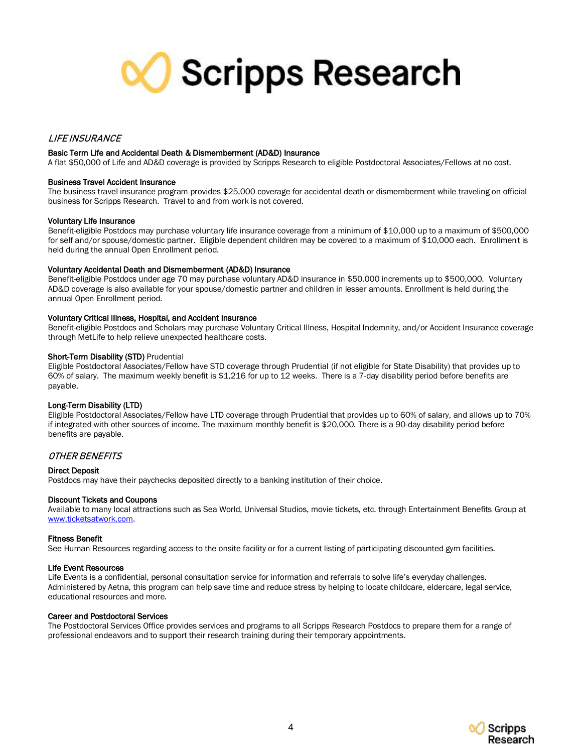Scripps Research

## *LIFE INSURANCE*

**Basic Term Life and Accidental Death & Dismemberment (AD&D) Insurance**
A flat $50,000 of Life and AD&D coverage is provided by Scripps Research to eligible Postdoctoral Associates/Fellows at no cost.

**Business Travel Accident Insurance**
The business travel insurance program provides $25,000 coverage for accidental death or dismemberment while traveling on official business for Scripps Research. Travel to and from work is not covered.

**Voluntary Life Insurance**
Benefit-eligible Postdocs may purchase voluntary life insurance coverage from a minimum of $10,000 up to a maximum of $500,000 for self and/or spouse/domestic partner. Eligible dependent children may be covered to a maximum of $10,000 each. Enrollment is held during the annual Open Enrollment period.

**Voluntary Accidental Death and Dismemberment (AD&D) Insurance**
Benefit-eligible Postdocs under age 70 may purchase voluntary AD&D insurance in $50,000 increments up to $500,000. Voluntary AD&D coverage is also available for your spouse/domestic partner and children in lesser amounts. Enrollment is held during the annual Open Enrollment period.

**Voluntary Critical Illness, Hospital, and Accident Insurance**
Benefit-eligible Postdocs and Scholars may purchase Voluntary Critical Illness, Hospital Indemnity, and/or Accident Insurance coverage through MetLife to help relieve unexpected healthcare costs.

**Short-Term Disability (STD)** Prudential
Eligible Postdoctoral Associates/Fellow have STD coverage through Prudential (if not eligible for State Disability) that provides up to 60% of salary. The maximum weekly benefit is $1,216 for up to 12 weeks. There is a 7-day disability period before benefits are payable.

**Long-Term Disability (LTD)**
Eligible Postdoctoral Associates/Fellow have LTD coverage through Prudential that provides up to 60% of salary, and allows up to 70% if integrated with other sources of income. The maximum monthly benefit is $20,000. There is a 90-day disability period before benefits are payable.

## *OTHER BENEFITS*

**Direct Deposit**
Postdocs may have their paychecks deposited directly to a banking institution of their choice.

**Discount Tickets and Coupons**
Available to many local attractions such as Sea World, Universal Studios, movie tickets, etc. through Entertainment Benefits Group at www.ticketsatwork.com.

**Fitness Benefit**
See Human Resources regarding access to the onsite facility or for a current listing of participating discounted gym facilities.

**Life Event Resources**
Life Events is a confidential, personal consultation service for information and referrals to solve life's everyday challenges. Administered by Aetna, this program can help save time and reduce stress by helping to locate childcare, eldercare, legal service, educational resources and more.

**Career and Postdoctoral Services**
The Postdoctoral Services Office provides services and programs to all Scripps Research Postdocs to prepare them for a range of professional endeavors and to support their research training during their temporary appointments.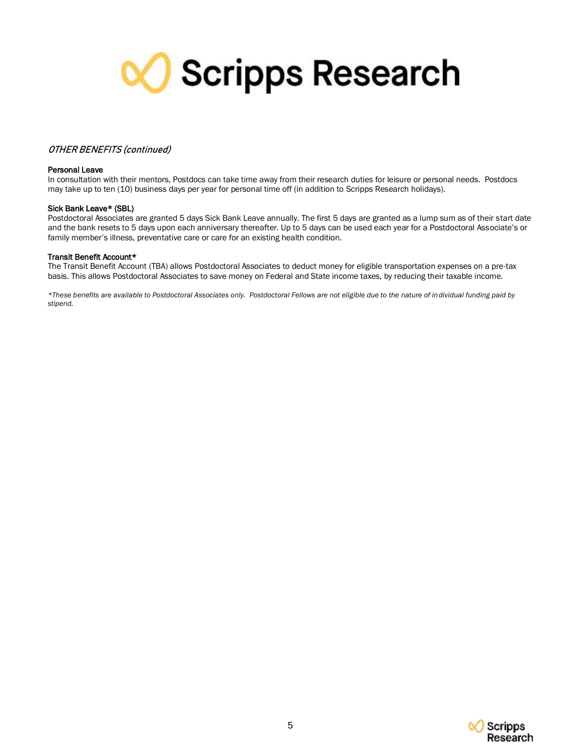*OTHER BENEFITS (continued)*

**Personal Leave**
In consultation with their mentors, Postdocs can take time away from their research duties for leisure or personal needs. Postdocs may take up to ten (10) business days per year for personal time off (in addition to Scripps Research holidays).

**Sick Bank Leave* (SBL)**
Postdoctoral Associates are granted 5 days Sick Bank Leave annually. The first 5 days are granted as a lump sum as of their start date and the bank resets to 5 days upon each anniversary thereafter. Up to 5 days can be used each year for a Postdoctoral Associate's or family member's illness, preventative care or care for an existing health condition.

**Transit Benefit Account***
The Transit Benefit Account (TBA) allows Postdoctoral Associates to deduct money for eligible transportation expenses on a pre-tax basis. This allows Postdoctoral Associates to save money on Federal and State income taxes, by reducing their taxable income.

**These benefits are available to Postdoctoral Associates only. Postdoctoral Fellows are not eligible due to the nature of individual funding paid by stipend.*